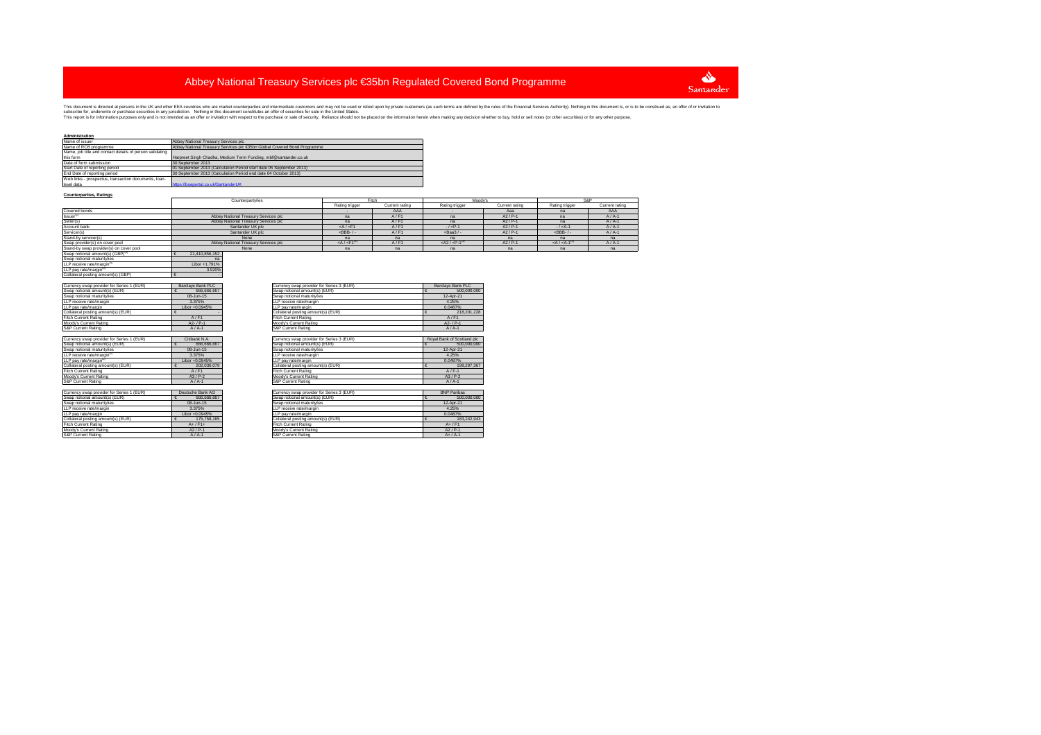# Abbey National Treasury Services plc €35bn Regulated Covered Bond Programme

This document is directed at persons in the UK and other EEA countries who are market counterparties and intermediate customers and may not be used or relied upon by private customers (as such terms are defined by the rules of the Financial Services Authority). Nothing in this document is, or is to be construed as, an offer of or invitation to subscribe for, underwrite or purchase securities in any jurisdiction. Nothing in this document constitutes an offer of securities for sale in the United States.
This report is for information purposes only and is not intended as an offer or invitation with respect to the purchase or sale of security. Reliance should not be placed on the information herein when making any decision whether to buy, hold or sell notes (or other securities) or for any other purpose.

**Administration**

| | |
|---|---|
| Name of issuer | Abbey National Treasury Services plc |
| Name of RCB programme | Abbey National Treasury Services plc €35bn Global Covered Bond Programme |
| Name, job title and contact details of person validating this form | Harpreet Singh Chadha, Medium Term Funding, mtf@santander.co.uk |
| Date of form submission | 30 September 2013 |
| Start Date of reporting period | 01 September 2013 (Calculation Period start date 05 September 2013) |
| End Date of reporting period | 30 September 2013 (Calculation Period end date 04 October 2013) |
| Web links - prospectus, transaction documents, loan-level data | https://boeportal.co.uk/SantanderUK |

**Counterparties, Ratings**

| | Counterparty/ies | Fitch | | Moody's | | S&P | |
|---|---|---|---|---|---|---|---|
| | | Rating trigger | Current rating | Rating trigger | Current rating | Rating trigger | Current rating |
| Covered bonds | | - | AAA | - | Aaa | na | AAA |
| Issuer[1] | Abbey National Treasury Services plc | na | A / F1 | na | A2 / P-1 | na | A / A-1 |
| Seller(s) | Abbey National Treasury Services plc | na | A / F1 | na | A2 / P-1 | na | A / A-1 |
| Account bank | Santander UK plc | <A / <F1 | A / F1 | - / <P-1 | A2 / P-1 | - / <A-1 | A / A-1 |
| Servicer(s) | Santander UK plc | <BBB- / - | A / F1 | <Baa3 / - | A2 / P-1 | <BBB- / - | A / A-1 |
| Stand-by servicer(s) | None | na | na | na | na | na | na |
| Swap provider(s) on cover pool | Abbey National Treasury Services plc | <A / <F1[2] | A / F1 | <A2 / <P-1[2] | A2 / P-1 | <A / <A-1[2] | A / A-1 |
| Stand-by swap provider(s) on cover pool | None | na | na | na | na | na | na |
| Swap notional amount(s) (GBP)[3] | € 21,410,856,152 | | | | | | |
| Swap notional maturity/ies | na | | | | | | |
| LLP receive rate/margin[3] | Libor +1.791% | | | | | | |
| LLP pay rate/margin[3] | 3.920% | | | | | | |
| Collateral posting amount(s) (GBP) | € - | | | | | | |

| | |
|---|---|
| Currency swap provider for Series 1 (EUR) | Barclays Bank PLC |
| Swap notional amount(s) (EUR) | € 666,666,667 |
| Swap notional maturity/ies | 08-Jun-15 |
| LLP receive rate/margin | 3.375% |
| LLP pay rate/margin | Libor +0.0945% |
| Collateral posting amount(s) (EUR) | € - |
| Fitch Current Rating | A / F1 |
| Moody's Current Rating | A2- / P-1 |
| S&P Current Rating | A / A-1 |

| | |
|---|---|
| Currency swap provider for Series 1 (EUR) | Citibank N.A. |
| Swap notional amount(s) (EUR) | € 666,666,667 |
| Swap notional maturity/ies | 08-Jun-15 |
| LLP receive rate/margin[4] | 3.375% |
| LLP pay rate/margin[4] | Libor +0.0945% |
| Collateral posting amount(s) (EUR) | € 202,030,079 |
| Fitch Current Rating | A / F1 |
| Moody's Current Rating | A3 / P-2 |
| S&P Current Rating | A / A-1 |

| | |
|---|---|
| Currency swap provider for Series 1 (EUR) | Deutsche Bank AG |
| Swap notional amount(s) (EUR) | € 666,666,667 |
| Swap notional maturity/ies | 08-Jun-15 |
| LLP receive rate/margin | 3.375% |
| LLP pay rate/margin | Libor +0.0945% |
| Collateral posting amount(s) (EUR) | € 175,758,165 |
| Fitch Current Rating | A+ / F1+ |
| Moody's Current Rating | A2 / P-1 |
| S&P Current Rating | A / A-1 |

| | |
|---|---|
| Currency swap provider for Series 3 (EUR) | Barclays Bank PLC |
| Swap notional amount(s) (EUR) | € 500,000,000 |
| Swap notional maturity/ies | 12-Apr-21 |
| LLP receive rate/margin | 4.25% |
| LLP pay rate/margin | 0.0487% |
| Collateral posting amount(s) (EUR) | € 218,201,228 |
| Fitch Current Rating | A / F1 |
| Moody's Current Rating | A2- / P-1 |
| S&P Current Rating | A / A-1 |

| | |
|---|---|
| Currency swap provider for Series 3 (EUR) | Royal Bank of Scotland plc |
| Swap notional amount(s) (EUR) | € 500,000,000 |
| Swap notional maturity/ies | 12-Apr-21 |
| LLP receive rate/margin | 4.25% |
| LLP pay rate/margin | 0.0487% |
| Collateral posting amount(s) (EUR) | € 198,297,367 |
| Fitch Current Rating | A / F-1 |
| Moody's Current Rating | A3 / P-2 |
| S&P Current Rating | A / A-1 |

| | |
|---|---|
| Currency swap provider for Series 3 (EUR) | BNP Paribas |
| Swap notional amount(s) (EUR) | € 500,000,000 |
| Swap notional maturity/ies | 12-Apr-21 |
| LLP receive rate/margin | 4.25% |
| LLP pay rate/margin | 0.0487% |
| Collateral posting amount(s) (EUR) | € 183,242,943 |
| Fitch Current Rating | A+ / F1 |
| Moody's Current Rating | A2 / P-1 |
| S&P Current Rating | A+ / A-1 |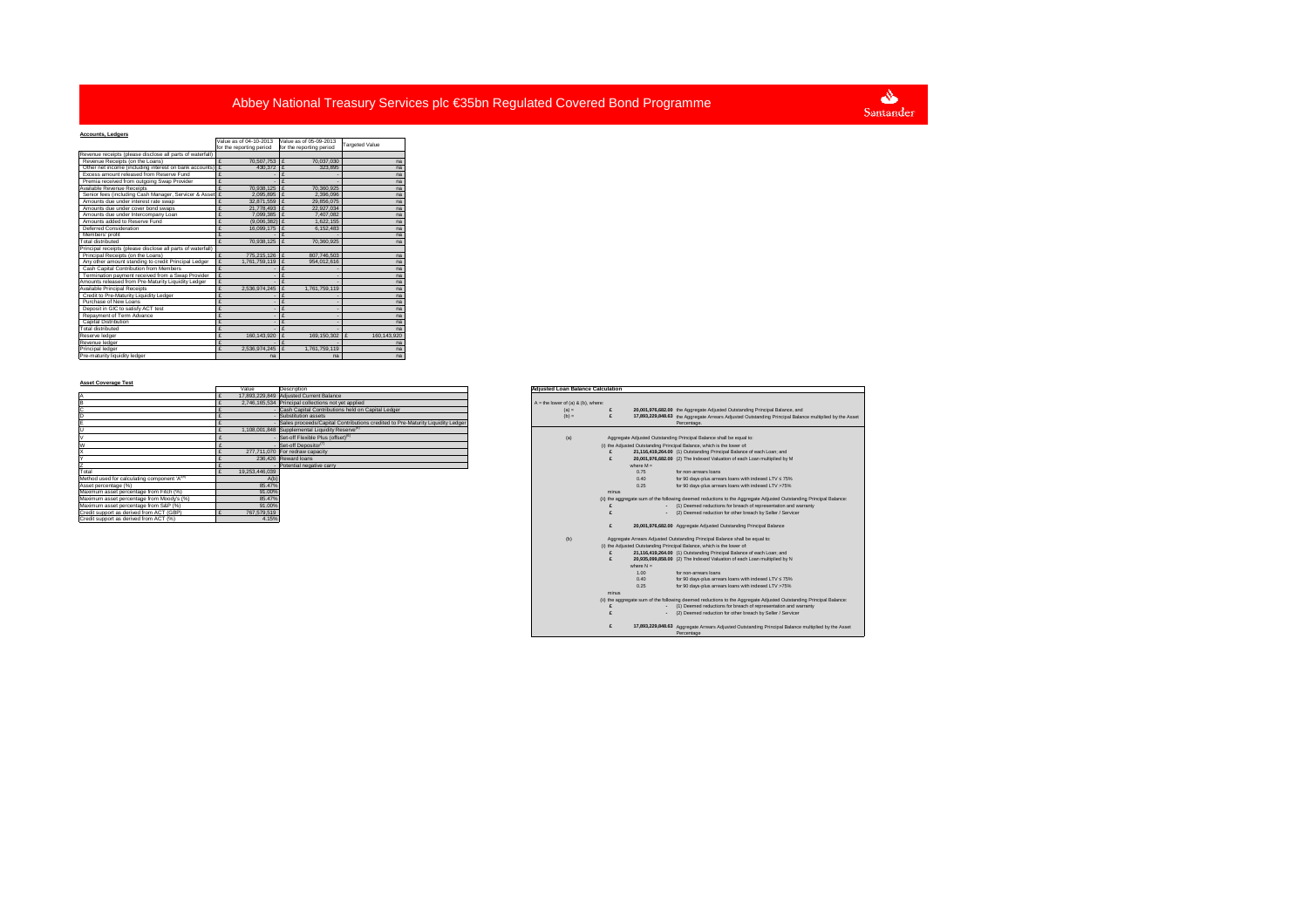# Abbey National Treasury Services plc €35bn Regulated Covered Bond Programme

## Accounts, Ledgers

| | Value as of 04-10-2013 for the reporting period | Value as of 05-09-2013 for the reporting period | Targeted Value |
|---|---|---|---|
| Revenue receipts (please disclose all parts of waterfall) | | | |
| Revenue Receipts (on the Loans) | £ 70,507,753 | £ 70,037,030 | na |
| Other net income (including interest on bank accounts) | £ 430,372 | £ 323,895 | na |
| Excess amount released from Reserve Fund | £ - | £ - | na |
| Premia received from outgoing Swap Provider | £ - | £ - | na |
| Available Revenue Receipts | £ 70,938,125 | £ 70,360,925 | na |
| Senior fees (including Cash Manager, Servicer & Asset) | £ 2,095,895 | £ 2,398,096 | na |
| Amounts due under interest rate swap | £ 32,871,559 | £ 29,856,075 | na |
| Amounts due under cover bond swaps | £ 21,778,493 | £ 22,927,034 | na |
| Amounts due under Intercompany Loan | £ 7,099,385 | £ 7,407,082 | na |
| Amounts added to Reserve Fund | £ (9,006,382) | £ 1,622,155 | na |
| Deferred Consideration | £ 16,099,175 | £ 6,152,483 | na |
| Members' profit | £ - | £ - | na |
| Total distributed | £ 70,938,125 | £ 70,360,925 | na |
| Principal receipts (please disclose all parts of waterfall) | | | |
| Principal Receipts (on the Loans) | £ 775,215,126 | £ 807,746,503 | na |
| Any other amount standing to credit Principal Ledger | £ 1,761,759,119 | £ 954,012,616 | na |
| Cash Capital Contribution from Members | £ - | £ - | na |
| Termination payment received from a Swap Provider | £ - | £ - | na |
| Amounts released from Pre-Maturity Liquidity Ledger | £ - | £ - | na |
| Available Principal Receipts | £ 2,536,974,245 | £ 1,761,759,119 | na |
| Credit to Pre-Maturity Liquidity Ledger | £ - | £ - | na |
| Purchase of New Loans | £ - | £ - | na |
| Deposit in GIC to satisfy ACT test | £ - | £ - | na |
| Repayment of Term Advance | £ - | £ - | na |
| Capital Distribution | £ - | £ - | na |
| Total distributed | £ - | £ - | na |
| Reserve ledger | £ 160,143,920 | £ 169,150,302 | £ 160,143,920 |
| Revenue ledger | £ - | £ - | na |
| Principal ledger | £ 2,536,974,245 | £ 1,761,759,119 | na |
| Pre-maturity liquidity ledger | na | na | na |

## Asset Coverage Test

| | Value | Description |
|---|---|---|
| A | £ 17,893,229,849 | Adjusted Current Balance |
| B | £ 2,746,165,534 | Principal collections not yet applied |
| C | £ - | Cash Capital Contributions held on Capital Ledger |
| D | £ - | Substitution assets |
| E | £ - | Sales proceeds/Capital Contributions credited to Pre-Maturity Liquidity Ledger |
| U | £ 1,108,001,848 | Supplemental Liquidity Reserve[a] |
| V | £ - | Set-off Flexible Plus (offset)[b] |
| W | £ - | Set-off Deposits[c] |
| X | £ 277,711,070 | For redraw capacity |
| Y | £ 236,426 | Reward loans |
| Z | £ - | Potential negative carry |
| Total | £ 19,253,446,039 | |
| Method used for calculating component 'A'[d] | A(b) | |
| Asset percentage (%) | 85.47% | |
| Maximum asset percentage from Fitch (%) | 91.00% | |
| Maximum asset percentage from Moody's (%) | 85.47% | |
| Maximum asset percentage from S&P (%) | 91.00% | |
| Credit support as derived from ACT (GBP) | £ 767,579,519 | |
| Credit support as derived from ACT (%) | 4.15% | |

## Adjusted Loan Balance Calculation

A = the lower of (a) & (b), where:

(a) = £ 20,001,976,682.00 the Aggregate Adjusted Outstanding Principal Balance, and

(b) = £ 17,893,229,848.63 the Aggregate Arrears Adjusted Outstanding Principal Balance multiplied by the Asset Percentage.

(a) Aggregate Adjusted Outstanding Principal Balance shall be equal to:

(i) the Adjusted Outstanding Principal Balance, which is the lower of:

- £ 21,116,419,264.00 (1) Outstanding Principal Balance of each Loan; and
- £ 20,001,976,682.00 (2) The Indexed Valuation of each Loan multiplied by M

where M =

- 0.75 for non-arrears loans
- 0.40 for 90 days-plus arrears loans with indexed LTV ≤ 75%
- 0.25 for 90 days-plus arrears loans with indexed LTV >75%

minus

(ii) the aggregate sum of the following deemed reductions to the Aggregate Adjusted Outstanding Principal Balance:

- £ - (1) Deemed reductions for breach of representation and warranty
- £ - (2) Deemed reduction for other breach by Seller / Servicer

£ 20,001,976,682.00 Aggregate Adjusted Outstanding Principal Balance

(b) Aggregate Arrears Adjusted Outstanding Principal Balance shall be equal to:

(i) the Adjusted Outstanding Principal Balance, which is the lower of:

- £ 21,116,419,264.00 (1) Outstanding Principal Balance of each Loan; and
- £ 20,935,099,858.00 (2) The Indexed Valuation of each Loan multiplied by N

where N =

- 1.00 for non-arrears loans
- 0.40 for 90 days-plus arrears loans with indexed LTV ≤ 75%
- 0.25 for 90 days-plus arrears loans with indexed LTV >75%

minus

(ii) the aggregate sum of the following deemed reductions to the Aggregate Adjusted Outstanding Principal Balance:

- £ - (1) Deemed reductions for breach of representation and warranty
- £ - (2) Deemed reduction for other breach by Seller / Servicer

£ 17,893,229,848.63 Aggregate Arrears Adjusted Outstanding Principal Balance multiplied by the Asset Percentage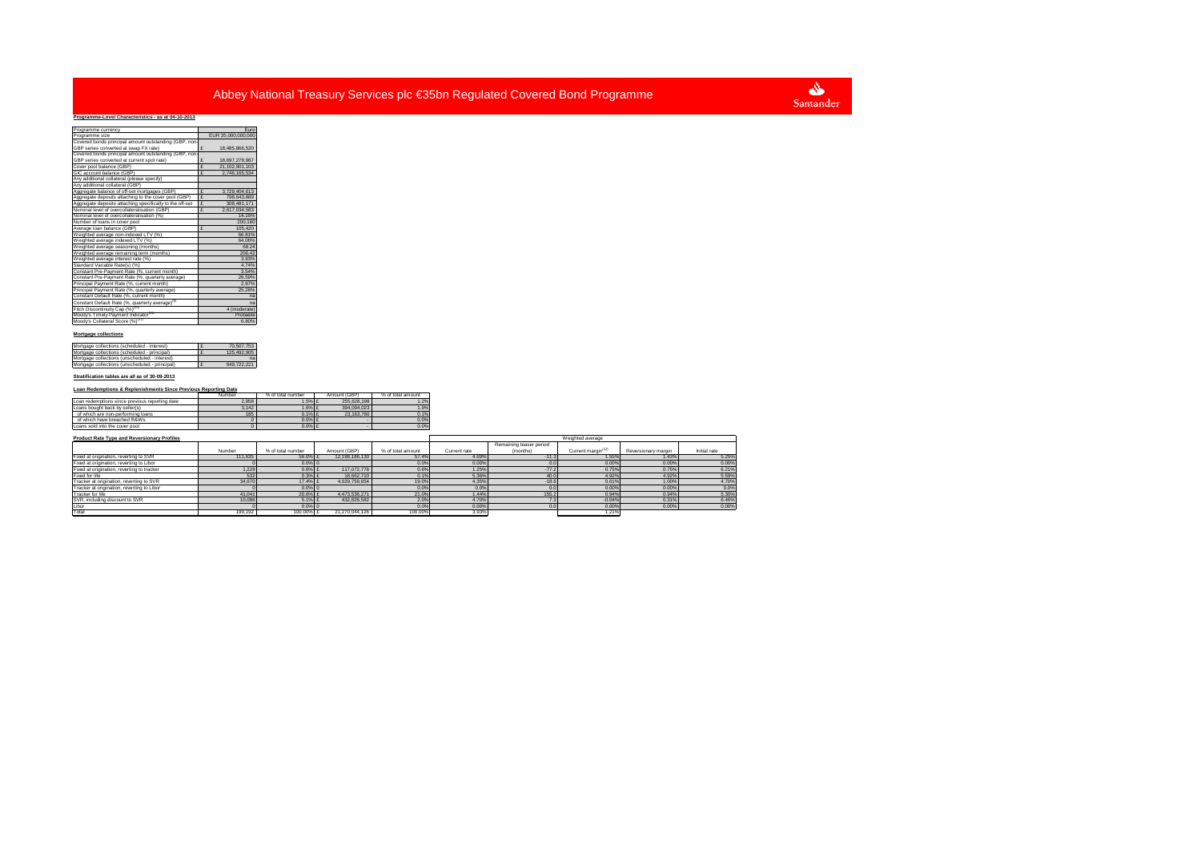# Abbey National Treasury Services plc €35bn Regulated Covered Bond Programme

**Programme-Level Characteristics - as at 04-10-2013**

| | |
|---|---|
| Programme currency | Euro |
| Programme size | EUR 35,000,000,000 |
| Covered bonds principal amount outstanding (GBP, non-GBP series converted at swap FX rate) | £ 18,485,866,520 |
| Covered bonds principal amount outstanding (GBP, non-GBP series converted at current spot rate) | £ 18,897,278,987 |
| Cover pool balance (GBP) | £ 21,102,901,103 |
| GIC account balance (GBP) | £ 2,746,165,534 |
| Any additional collateral (please specify) | |
| Any additional collateral (GBP) | |
| Aggregate balance of off-set mortgages (GBP) | £ 3,729,404,613 |
| Aggregate deposits attaching to the cover pool (GBP) | £ 798,643,880 |
| Aggregate deposits attaching specifically to the off-set | £ 308,481,171 |
| Nominal level of overcollateralisation (GBP) | £ 2,617,034,583 |
| Nominal level of overcollateralisation (%) | 14.16% |
| Number of loans in cover pool | 200,180 |
| Average loan balance (GBP) | £ 105,420 |
| Weighted average non-indexed LTV (%) | 66.81% |
| Weighted average indexed LTV (%) | 64.06% |
| Weighted average seasoning (months) | 68.24 |
| Weighted average remaining term (months) | 200.42 |
| Weighted average interest rate (%) | 3.93% |
| Standard Variable Rate(s) (%) | 4.74% |
| Constant Pre-Payment Rate (%, current month) | 3.54% |
| Constant Pre-Payment Rate (%, quarterly average) | 26.59% |
| Principal Payment Rate (%, current month) | 2.97% |
| Principal Payment Rate (%, quarterly average) | 25.28% |
| Constant Default Rate (%, current month) | na |
| Constant Default Rate (%, quarterly average)[1] | na |
| Fitch Discontinuity Cap (%)[(1)] | 4 (moderate) |
| Moody's Timely Payment Indicator[(1)] | Probable |
| Moody's Collateral Score (%)[(1)] | 6.80% |

**Mortgage collections**

| | |
|---|---|
| Mortgage collections (scheduled - interest) | £ 70,507,753 |
| Mortgage collections (scheduled - principal) | £ 125,492,905 |
| Mortgage collections (unscheduled - interest) | na |
| Mortgage collections (unscheduled - principal) | £ 649,722,221 |

**Stratification tables are all as of 30-09-2013**

**Loan Redemptions & Replenishments Since Previous Reporting Date**

| | Number | % of total number | Amount (GBP) | % of total amount |
|---|---|---|---|---|
| Loan redemptions since previous reporting date | 2,958 | 1.5% | £ 255,628,198 | 1.2% |
| Loans bought back by seller(s) | 3,142 | 1.6% | £ 394,094,023 | 1.9% |
| of which are non-performing loans | 185 | 0.1% | £ 23,163,760 | 0.1% |
| of which have breached R&Ws | 0 | 0.0% | £ - | 0.0% |
| Loans sold into the cover pool | 0 | 0.0% | £ - | 0.0% |

**Product Rate Type and Reversionary Profiles**

| | Number | % of total number | Amount (GBP) | % of total amount | Weighted average | | | | |
|---|---|---|---|---|---|---|---|---|---|
| | | | | | Current rate | Remaining teaser period (months) | Current margin[(2)] | Reversionary margin | Initial rate |
| Fixed at origination, reverting to SVR | 111,635 | 56.0% | £ 12,198,186,130 | 57.4% | 4.69% | -11.3 | 1.55% | 1.43% | 5.25% |
| Fixed at origination, reverting to Libor | 0 | 0.0% | 0 | 0.0% | 0.00% | 0.0 | 0.00% | 0.00% | 0.00% |
| Fixed at origination, reverting to tracker | 1,228 | 0.6% | £ 117,072,778 | 0.6% | 1.25% | -77.2 | 0.75% | 0.75% | 6.21% |
| Fixed for life | 532 | 0.3% | £ 18,662,710 | 0.1% | 5.36% | 40.0 | 4.92% | 4.92% | 5.59% |
| Tracker at origination, reverting to SVR | 34,670 | 17.4% | £ 4,029,759,654 | 19.0% | 4.35% | -18.6 | 0.61% | 1.00% | 4.70% |
| Tracker at origination, reverting to Libor | 0 | 0.0% | 0 | 0.0% | 0.0% | 0.0 | 0.00% | 0.00% | 0.0% |
| Tracker for life | 41,041 | 20.6% | £ 4,473,536,271 | 21.0% | 1.44% | 155.2 | 0.94% | 0.94% | 5.30% |
| SVR, including discount to SVR | 10,086 | 5.1% | £ 432,826,582 | 2.0% | 4.70% | 7.3 | -0.04% | 0.31% | 6.46% |
| Libor | 0 | 0.0% | 0 | 0.0% | 0.00% | 0.0 | 0.00% | 0.00% | 0.00% |
| Total | 199,192 | 100.00% | £ 21,270,044,126 | 100.00% | 3.93% | | 1.21% | | |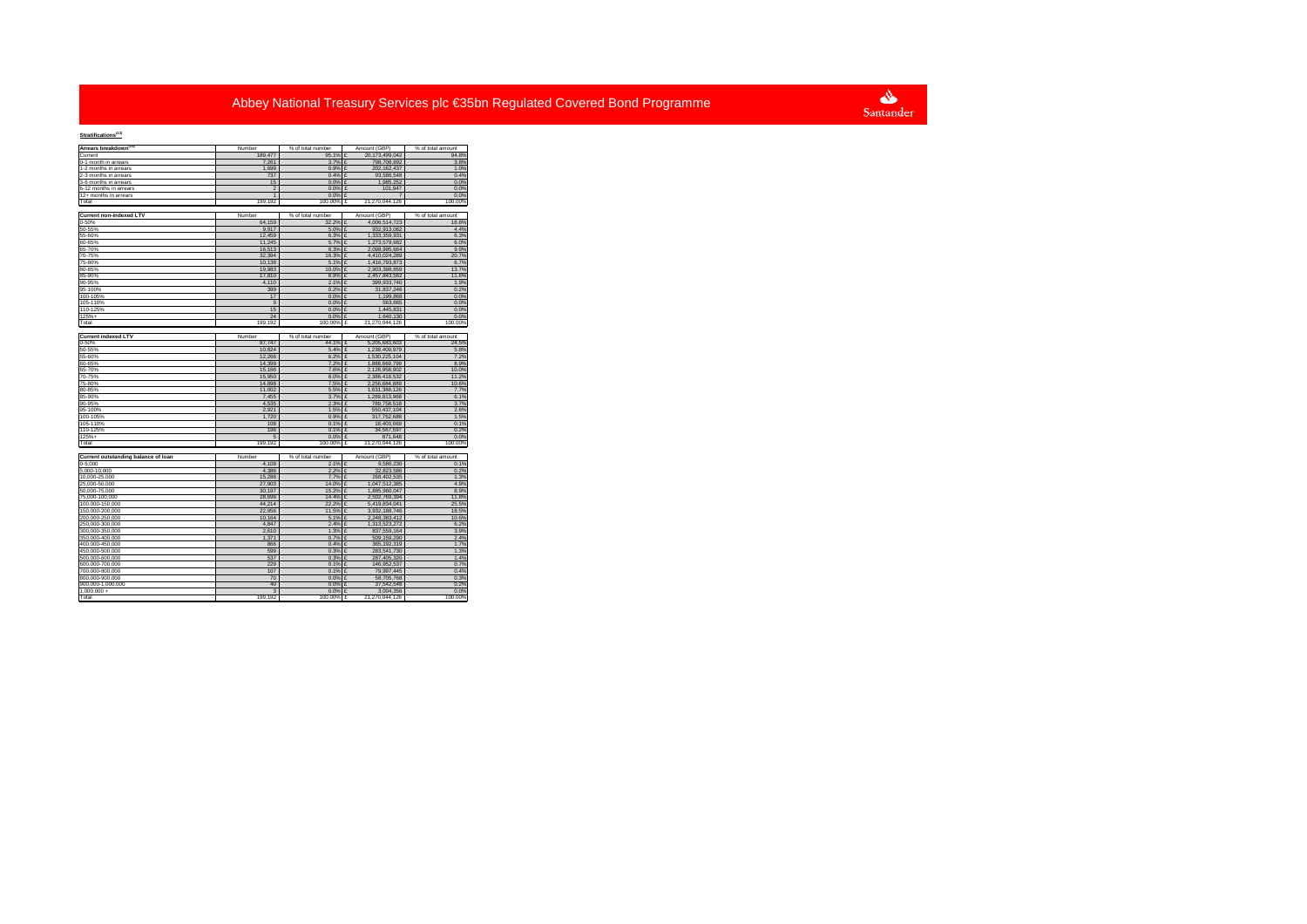# Abbey National Treasury Services plc €35bn Regulated Covered Bond Programme

**Stratifications[13]**

| Arrears breakdown[14] | Number | % of total number | Amount (GBP) | % of total amount |
|---|---|---|---|---|
| Current | 189,477 | 95.1% | £ 20,173,499,042 | 94.8% |
| 0-1 month in arrears | 7,261 | 3.7% | £ 798,708,892 | 3.8% |
| 1-2 months in arrears | 1,699 | 0.9% | £ 202,162,437 | 1.0% |
| 2-3 months in arrears | 737 | 0.4% | £ 93,586,548 | 0.4% |
| 3-6 months in arrears | 15 | 0.0% | £ 1,985,252 | 0.0% |
| 6-12 months in arrears | 2 | 0.0% | £ 101,947 | 0.0% |
| 12+ months in arrears | 1 | 0.0% | £ 7 | 0.0% |
| Total | 199,192 | 100.00% | £ 21,270,044,126 | 100.00% |

| Current non-indexed LTV | Number | % of total number | Amount (GBP) | % of total amount |
|---|---|---|---|---|
| 0-50% | 64,159 | 32.2% | £ 4,006,514,723 | 18.8% |
| 50-55% | 9,917 | 5.0% | £ 932,913,062 | 4.4% |
| 55-60% | 12,459 | 6.3% | £ 1,333,359,931 | 6.3% |
| 60-65% | 11,245 | 5.7% | £ 1,273,579,682 | 6.0% |
| 65-70% | 16,513 | 8.3% | £ 2,098,995,664 | 9.9% |
| 70-75% | 32,394 | 16.3% | £ 4,410,024,289 | 20.7% |
| 75-80% | 10,138 | 5.1% | £ 1,416,793,873 | 6.7% |
| 80-85% | 19,983 | 10.0% | £ 2,903,398,859 | 13.7% |
| 85-90% | 17,810 | 8.9% | £ 2,457,843,582 | 11.6% |
| 90-95% | 4,110 | 2.1% | £ 399,933,740 | 1.9% |
| 95-100% | 399 | 0.2% | £ 31,837,246 | 0.2% |
| 100-105% | 17 | 0.0% | £ 1,199,868 | 0.0% |
| 105-110% | 9 | 0.0% | £ 563,665 | 0.0% |
| 110-125% | 15 | 0.0% | £ 1,445,831 | 0.0% |
| 125%+ | 24 | 0.0% | £ 1,640,130 | 0.0% |
| Total | 199,192 | 100.00% | £ 21,270,044,126 | 100.00% |

| Current indexed LTV | Number | % of total number | Amount (GBP) | % of total amount |
|---|---|---|---|---|
| 0-50% | 87,747 | 44.1% | £ 5,205,683,603 | 24.5% |
| 50-55% | 10,824 | 5.4% | £ 1,238,409,979 | 5.8% |
| 55-60% | 12,266 | 6.2% | £ 1,530,225,104 | 7.2% |
| 60-65% | 14,399 | 7.2% | £ 1,888,669,799 | 8.9% |
| 65-70% | 15,166 | 7.6% | £ 2,126,958,902 | 10.0% |
| 70-75% | 15,950 | 8.0% | £ 2,388,418,532 | 11.2% |
| 75-80% | 14,898 | 7.5% | £ 2,256,684,889 | 10.6% |
| 80-85% | 11,002 | 5.5% | £ 1,631,388,126 | 7.7% |
| 85-90% | 7,455 | 3.7% | £ 1,289,813,968 | 6.1% |
| 90-95% | 4,535 | 2.3% | £ 789,758,518 | 3.7% |
| 95-100% | 2,921 | 1.5% | £ 550,437,104 | 2.6% |
| 100-105% | 1,720 | 0.9% | £ 317,752,688 | 1.5% |
| 105-110% | 108 | 0.1% | £ 18,403,669 | 0.1% |
| 110-125% | 196 | 0.1% | £ 34,567,597 | 0.2% |
| 125%+ | 5 | 0.0% | £ 871,648 | 0.0% |
| Total | 199,192 | 100.00% | £ 21,270,044,126 | 100.00% |

| Current outstanding balance of loan | Number | % of total number | Amount (GBP) | % of total amount |
|---|---|---|---|---|
| 0-5,000 | 4,109 | 2.1% | £ 9,586,230 | 0.1% |
| 5,000-10,000 | 4,386 | 2.2% | £ 32,823,586 | 0.2% |
| 10,000-25,000 | 15,288 | 7.7% | £ 268,402,535 | 1.3% |
| 25,000-50,000 | 27,903 | 14.0% | £ 1,047,512,385 | 4.9% |
| 50,000-75,000 | 30,197 | 15.2% | £ 1,885,960,047 | 8.9% |
| 75,000-100,000 | 28,698 | 14.4% | £ 2,502,789,394 | 11.8% |
| 100,000-150,000 | 44,214 | 22.2% | £ 5,419,834,041 | 25.5% |
| 150,000-200,000 | 22,958 | 11.5% | £ 3,932,188,746 | 18.5% |
| 200,000-250,000 | 10,164 | 5.1% | £ 2,248,383,412 | 10.6% |
| 250,000-300,000 | 4,847 | 2.4% | £ 1,313,523,272 | 6.2% |
| 300,000-350,000 | 2,610 | 1.3% | £ 837,559,164 | 3.9% |
| 350,000-400,000 | 1,371 | 0.7% | £ 509,159,290 | 2.4% |
| 400,000-450,000 | 866 | 0.4% | £ 365,192,319 | 1.7% |
| 450,000-500,000 | 599 | 0.3% | £ 283,541,730 | 1.3% |
| 500,000-600,000 | 537 | 0.3% | £ 287,405,320 | 1.4% |
| 600,000-700,000 | 229 | 0.1% | £ 146,952,537 | 0.7% |
| 700,000-800,000 | 107 | 0.1% | £ 79,997,445 | 0.4% |
| 800,000-900,000 | 70 | 0.0% | £ 58,705,768 | 0.3% |
| 900,000-1,000,000 | 40 | 0.0% | £ 37,542,548 | 0.2% |
| 1,000,000 + | 3 | 0.0% | £ 3,004,356 | 0.0% |
| Total | 199,192 | 100.00% | £ 21,270,044,126 | 100.00% |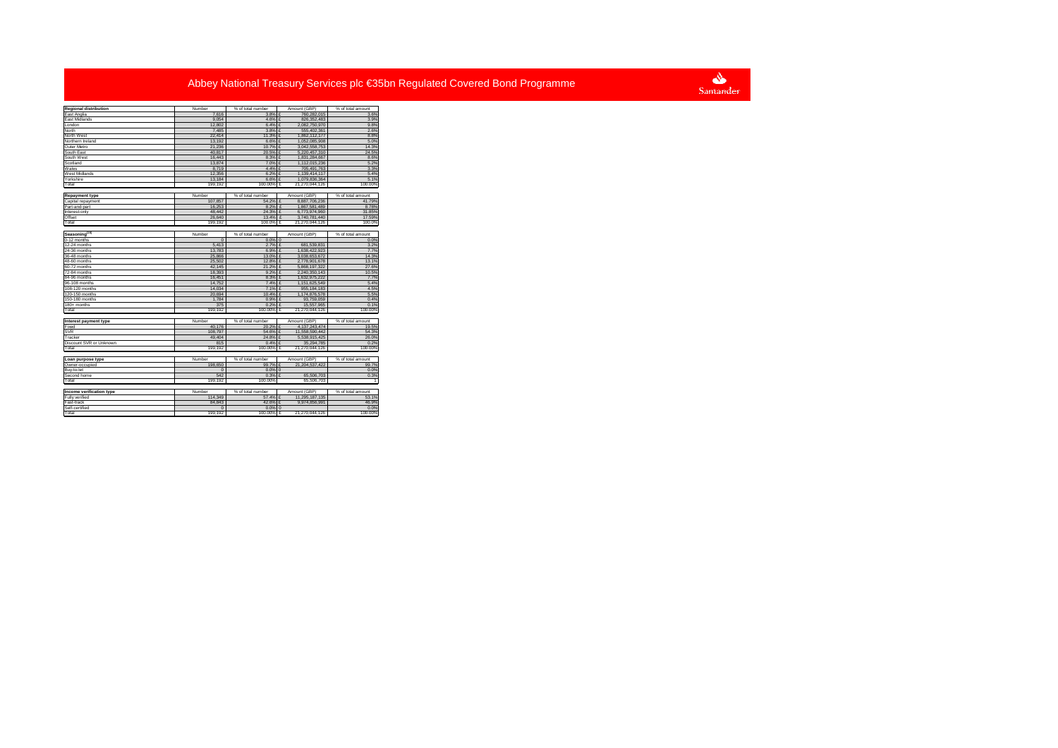# Abbey National Treasury Services plc €35bn Regulated Covered Bond Programme

| Regional distribution | Number | % of total number | Amount (GBP) | % of total amount |
|---|---|---|---|---|
| East Anglia | 7,616 | 3.8% | £ 760,282,015 | 3.6% |
| East Midlands | 9,054 | 4.6% | £ 826,352,483 | 3.9% |
| London | 12,802 | 6.4% | £ 2,082,750,970 | 9.8% |
| North | 7,485 | 3.8% | £ 555,402,361 | 2.6% |
| North West | 22,414 | 11.3% | £ 1,862,112,177 | 8.8% |
| Northern Ireland | 13,192 | 6.6% | £ 1,052,085,908 | 5.0% |
| Outer Metro | 21,236 | 10.7% | £ 3,042,558,753 | 14.3% |
| South East | 40,817 | 20.5% | £ 5,220,457,310 | 24.5% |
| South West | 16,443 | 8.3% | £ 1,831,284,667 | 8.6% |
| Scotland | 13,874 | 7.0% | £ 1,112,015,236 | 5.2% |
| Wales | 8,719 | 4.4% | £ 705,491,763 | 3.3% |
| West Midlands | 12,356 | 6.2% | £ 1,139,414,117 | 5.4% |
| Yorkshire | 13,184 | 6.6% | £ 1,079,836,364 | 5.1% |
| Total | 199,192 | 100.00% | £ 21,270,044,126 | 100.00% |

| Repayment type | Number | % of total number | Amount (GBP) | % of total amount |
|---|---|---|---|---|
| Capital repayment | 107,857 | 54.2% | £ 8,887,706,236 | 41.79% |
| Part-and-part | 16,253 | 8.2% | £ 1,867,581,489 | 8.78% |
| Interest-only | 48,442 | 24.3% | £ 6,773,974,960 | 31.85% |
| Offset | 26,640 | 13.4% | £ 3,740,781,440 | 17.59% |
| Total | 199,192 | 100.0% | £ 21,270,044,126 | 100.0% |

| Seasoning[(3)] | Number | % of total number | Amount (GBP) | % of total amount |
|---|---|---|---|---|
| 0-12 months | 0 | 0.0% | 0 | 0.0% |
| 12-24 months | 5,413 | 2.7% | £ 681,539,831 | 3.2% |
| 24-36 months | 13,783 | 6.9% | £ 1,636,422,923 | 7.7% |
| 36-48 months | 25,866 | 13.0% | £ 3,038,653,672 | 14.3% |
| 48-60 months | 25,502 | 12.8% | £ 2,778,901,678 | 13.1% |
| 60-72 months | 42,145 | 21.2% | £ 5,868,197,322 | 27.6% |
| 72-84 months | 18,393 | 9.2% | £ 2,240,350,143 | 10.5% |
| 84-96 months | 16,451 | 8.3% | £ 1,632,975,222 | 7.7% |
| 96-108 months | 14,752 | 7.4% | £ 1,151,625,549 | 5.4% |
| 108-120 months | 14,034 | 7.1% | £ 955,184,183 | 4.5% |
| 120-150 months | 20,694 | 10.4% | £ 1,174,876,578 | 5.5% |
| 150-180 months | 1,784 | 0.9% | £ 93,759,059 | 0.4% |
| 180+ months | 375 | 0.2% | £ 15,557,965 | 0.1% |
| Total | 199,192 | 100.00% | £ 21,270,044,126 | 100.00% |

| Interest payment type | Number | % of total number | Amount (GBP) | % of total amount |
|---|---|---|---|---|
| Fixed | 40,176 | 20.2% | £ 4,137,243,474 | 19.5% |
| SVR | 108,797 | 54.6% | £ 11,558,590,442 | 54.3% |
| Tracker | 49,404 | 24.8% | £ 5,538,915,425 | 26.0% |
| Discount SVR or Unknown | 815 | 0.4% | £ 35,294,785 | 0.2% |
| Total | 199,192 | 100.00% | £ 21,270,044,126 | 100.00% |

| Loan purpose type | Number | % of total number | Amount (GBP) | % of total amount |
|---|---|---|---|---|
| Owner-occupied | 198,650 | 99.7% | £ 21,204,537,422 | 99.7% |
| Buy-to-let | 0 | 0.0% | 0 | 0.0% |
| Second home | 542 | 0.3% | £ 65,506,703 | 0.3% |
| Total | 199,192 | 100.00% | 65,506,703 | 1 |

| Income verification type | Number | % of total number | Amount (GBP) | % of total amount |
|---|---|---|---|---|
| Fully verified | 114,349 | 57.4% | £ 11,295,187,135 | 53.1% |
| Fast-track | 84,843 | 42.6% | £ 9,974,856,991 | 46.9% |
| Self-certified | 0 | 0.0% | 0 | 0.0% |
| Total | 199,192 | 100.00% | £ 21,270,044,126 | 100.00% |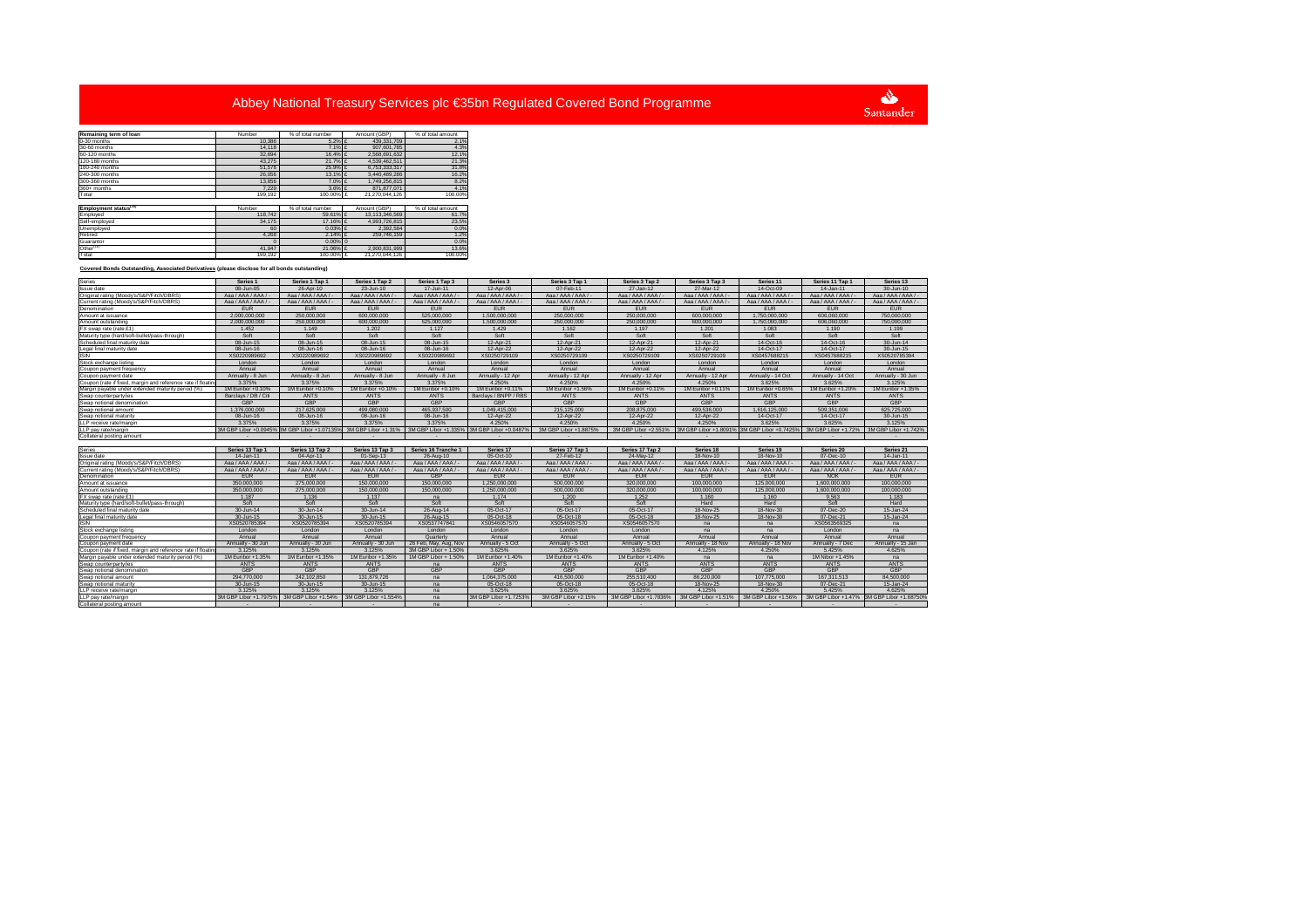# Abbey National Treasury Services plc €35bn Regulated Covered Bond Programme

Santander

| Remaining term of loan | Number | % of total number | Amount (GBP) | % of total amount |
|---|---|---|---|---|
| 0-30 months | 10,386 | 5.2% | £ 439,331,709 | 2.1% |
| 30-60 months | 14,118 | 7.1% | £ 907,601,785 | 4.3% |
| 60-120 months | 32,694 | 16.4% | £ 2,568,691,632 | 12.1% |
| 120-180 months | 43,275 | 21.7% | £ 4,539,462,511 | 21.3% |
| 180-240 months | 51,578 | 25.9% | £ 6,753,333,317 | 31.8% |
| 240-300 months | 26,056 | 13.1% | £ 3,440,489,286 | 16.2% |
| 300-360 months | 13,856 | 7.0% | £ 1,749,256,815 | 8.2% |
| 360+ months | 7,229 | 3.6% | £ 871,877,071 | 4.1% |
| Total | 199,192 | 100.00% | £ 21,270,044,126 | 100.00% |

| Employment status[***] | Number | % of total number | Amount (GBP) | % of total amount |
|---|---|---|---|---|
| Employed | 118,742 | 59.61% | £ 13,113,346,569 | 61.7% |
| Self-employed | 34,175 | 17.16% | £ 4,993,726,815 | 23.5% |
| Unemployed | 60 | 0.03% | £ 2,392,584 | 0.0% |
| Retired | 4,268 | 2.14% | £ 259,746,159 | 1.2% |
| Guarantor | 0 | 0.00% | 0 | 0.0% |
| Other[****] | 41,947 | 21.06% | £ 2,900,831,999 | 13.6% |
| Total | 199,192 | 100.00% | £ 21,270,044,126 | 100.00% |

**Covered Bonds Outstanding, Associated Derivatives (please disclose for all bonds outstanding)**

| Series | Series 1 | Series 1 Tap 1 | Series 1 Tap 2 | Series 1 Tap 3 | Series 3 | Series 3 Tap 1 | Series 3 Tap 2 | Series 3 Tap 3 | Series 11 | Series 11 Tap 1 | Series 13 |
|---|---|---|---|---|---|---|---|---|---|---|---|
| Issue date | 08-Jun-05 | 26-Apr-10 | 23-Jun-10 | 17-Jun-11 | 12-Apr-06 | 07-Feb-11 | 27-Jan-12 | 27-Mar-12 | 14-Oct-09 | 14-Jan-11 | 30-Jun-10 |
| Original rating (Moody's/S&P/Fitch/DBRS) | Aaa / AAA / AAA / - | Aaa / AAA / AAA / - | Aaa / AAA / AAA / - | Aaa / AAA / AAA / - | Aaa / AAA / AAA / - | Aaa / AAA / AAA / - | Aaa / AAA / AAA / - | Aaa / AAA / AAA / - | Aaa / AAA / AAA / - | Aaa / AAA / AAA / - | Aaa / AAA / AAA / - |
| Current rating (Moody's/S&P/Fitch/DBRS) | Aaa / AAA / AAA / - | Aaa / AAA / AAA / - | Aaa / AAA / AAA / - | Aaa / AAA / AAA / - | Aaa / AAA / AAA / - | Aaa / AAA / AAA / - | Aaa / AAA / AAA / - | Aaa / AAA / AAA / - | Aaa / AAA / AAA / - | Aaa / AAA / AAA / - | Aaa / AAA / AAA / - |
| Denomination | EUR | EUR | EUR | EUR | EUR | EUR | EUR | EUR | EUR | EUR | EUR |
| Amount at issuance | 2,000,000,000 | 250,000,000 | 600,000,000 | 525,000,000 | 1,500,000,000 | 250,000,000 | 250,000,000 | 600,000,000 | 1,750,000,000 | 606,060,000 | 750,000,000 |
| Amount outstanding | 2,000,000,000 | 250,000,000 | 600,000,000 | 525,000,000 | 1,500,000,000 | 250,000,000 | 250,000,000 | 600,000,000 | 1,750,000,000 | 606,060,000 | 750,000,000 |
| FX swap rate (rate:£1) | 1.452 | 1.149 | 1.202 | 1.127 | 1.429 | 1.162 | 1.197 | 1.201 | 1.083 | 1.190 | 1.199 |
| Maturity type (hard/soft-bullet/pass-through) | Soft | Soft | Soft | Soft | Soft | Soft | Soft | Soft | Soft | Soft | Soft |
| Scheduled final maturity date | 08-Jun-15 | 08-Jun-15 | 08-Jun-15 | 08-Jun-15 | 12-Apr-21 | 12-Apr-21 | 12-Apr-21 | 12-Apr-21 | 14-Oct-16 | 14-Oct-16 | 30-Jun-14 |
| Legal final maturity date | 08-Jun-16 | 08-Jun-16 | 08-Jun-16 | 08-Jun-16 | 12-Apr-22 | 12-Apr-22 | 12-Apr-22 | 12-Apr-22 | 14-Oct-17 | 14-Oct-17 | 30-Jun-15 |
| ISIN | XS0220989692 | XS0220989692 | XS0220989692 | XS0220989692 | XS0250729109 | XS0250729109 | XS0250729109 | XS0250729109 | XS0457688215 | XS0457688215 | XS0520785394 |
| Stock exchange listing | London | London | London | London | London | London | London | London | London | London | London |
| Coupon payment frequency | Annual | Annual | Annual | Annual | Annual | Annual | Annual | Annual | Annual | Annual | Annual |
| Coupon payment date | Annually - 8 Jun | Annually - 8 Jun | Annually - 8 Jun | Annually - 8 Jun | Annually - 12 Apr | Annually - 12 Apr | Annually - 12 Apr | Annually - 12 Apr | Annually - 14 Oct | Annually - 14 Oct | Annually - 30 Jun |
| Coupon (rate if fixed, margin and reference rate if floating) | 3.375% | 3.375% | 3.375% | 3.375% | 4.250% | 4.250% | 4.250% | 4.250% | 3.625% | 3.625% | 3.125% |
| Margin payable under extended maturity period (%) | 1M Euribor +0.10% | 1M Euribor +0.10% | 1M Euribor +0.10% | 1M Euribor +0.10% | 1M Euribor +0.11% | 1M Euribor +1.56% | 1M Euribor +0.11% | 1M Euribor +0.11% | 1M Euribor +0.65% | 1M Euribor +1.20% | 1M Euribor +1.35% |
| Swap counterparty/ies | Barclays / DB / Citi | ANTS | ANTS | ANTS | Barclays / BNPP / RBS | ANTS | ANTS | ANTS | ANTS | ANTS | ANTS |
| Swap notional denomination | GBP | GBP | GBP | GBP | GBP | GBP | GBP | GBP | GBP | GBP | GBP |
| Swap notional amount | 1,376,000,000 | 217,625,000 | 499,080,000 | 465,937,500 | 1,049,415,000 | 215,125,000 | 208,875,000 | 499,536,000 | 1,616,125,000 | 509,351,006 | 625,725,000 |
| Swap notional maturity | 08-Jun-16 | 08-Jun-16 | 08-Jun-16 | 08-Jun-16 | 12-Apr-22 | 12-Apr-22 | 12-Apr-22 | 12-Apr-22 | 14-Oct-17 | 14-Oct-17 | 30-Jun-15 |
| LLP receive rate/margin | 3.375% | 3.375% | 3.375% | 3.375% | 4.250% | 4.250% | 4.250% | 4.250% | 3.625% | 3.625% | 3.125% |
| LLP pay rate/margin | 3M GBP Libor +0.0945% | 3M GBP Libor +1.07135% | 3M GBP Libor +1.31% | 3M GBP Libor +1.335% | 3M GBP Libor +0.0487% | 3M GBP Libor +1.8875% | 3M GBP Libor +2.551% | 3M GBP Libor +1.8091% | 3M GBP Libor +0.7425% | 3M GBP Libor +1.72% | 3M GBP Libor +1.742% |
| Collateral posting amount | - | - | - | - | - | - | - | - | - | - | - |

| Series | Series 13 Tap 1 | Series 13 Tap 2 | Series 13 Tap 3 | Series 16 Tranche 1 | Series 17 | Series 17 Tap 1 | Series 17 Tap 2 | Series 18 | Series 19 | Series 20 | Series 21 |
|---|---|---|---|---|---|---|---|---|---|---|---|
| Issue date | 14-Jan-11 | 04-Apr-11 | 01-Sep-13 | 26-Aug-10 | 05-Oct-10 | 27-Feb-12 | 24-May-12 | 18-Nov-10 | 18-Nov-10 | 07-Dec-10 | 14-Jan-11 |
| Original rating (Moody's/S&P/Fitch/DBRS) | Aaa / AAA / AAA / - | Aaa / AAA / AAA / - | Aaa / AAA / AAA / - | Aaa / AAA / AAA / - | Aaa / AAA / AAA / - | Aaa / AAA / AAA / - | Aaa / AAA / AAA / - | Aaa / AAA / AAA / - | Aaa / AAA / AAA / - | Aaa / AAA / AAA / - | Aaa / AAA / AAA / - |
| Current rating (Moody's/S&P/Fitch/DBRS) | Aaa / AAA / AAA / - | Aaa / AAA / AAA / - | Aaa / AAA / AAA / - | Aaa / AAA / AAA / - | Aaa / AAA / AAA / - | Aaa / AAA / AAA / - | Aaa / AAA / AAA / - | Aaa / AAA / AAA / - | Aaa / AAA / AAA / - | Aaa / AAA / AAA / - | Aaa / AAA / AAA / - |
| Denomination | EUR | EUR | EUR | GBP | EUR | EUR | EUR | EUR | EUR | NOK | EUR |
| Amount at issuance | 350,000,000 | 275,000,000 | 150,000,000 | 150,000,000 | 1,250,000,000 | 500,000,000 | 320,000,000 | 100,000,000 | 125,000,000 | 1,600,000,000 | 100,000,000 |
| Amount outstanding | 350,000,000 | 275,000,000 | 150,000,000 | 150,000,000 | 1,250,000,000 | 500,000,000 | 320,000,000 | 100,000,000 | 125,000,000 | 1,600,000,000 | 100,000,000 |
| FX swap rate (rate:£1) | 1.187 | 1.136 | 1.137 | na | 1.174 | 1.200 | 1.252 | 1.160 | 1.160 | 9.563 | 1.183 |
| Maturity type (hard/soft-bullet/pass-through) | Soft | Soft | Soft | Soft | Soft | Soft | Soft | Hard | Hard | Soft | Hard |
| Scheduled final maturity date | 30-Jun-14 | 30-Jun-14 | 30-Jun-14 | 26-Aug-14 | 05-Oct-17 | 05-Oct-17 | 05-Oct-17 | 18-Nov-25 | 18-Nov-30 | 07-Dec-20 | 15-Jan-24 |
| Legal final maturity date | 30-Jun-15 | 30-Jun-15 | 30-Jun-15 | 26-Aug-15 | 05-Oct-18 | 05-Oct-18 | 05-Oct-18 | 18-Nov-25 | 18-Nov-30 | 07-Dec-21 | 15-Jan-24 |
| ISIN | XS0520785394 | XS0520785394 | XS0520785394 | XS0537747841 | XS0546057570 | XS0546057570 | XS0546057570 | na | na | XS0563569325 | na |
| Stock exchange listing | London | London | London | London | London | London | London | na | na | London | na |
| Coupon payment frequency | Annual | Annual | Annual | Quarterly | Annual | Annual | Annual | Annual | Annual | Annual | Annual |
| Coupon payment date | Annually - 30 Jun | Annually - 30 Jun | Annually - 30 Jun | 26 Feb, May, Aug, Nov | Annually - 5 Oct | Annually - 5 Oct | Annually - 5 Oct | Annually - 18 Nov | Annually - 18 Nov | Annually - 7 Dec | Annually - 15 Jan |
| Coupon (rate if fixed, margin and reference rate if floating) | 3.125% | 3.125% | 3.125% | 3M GBP Libor + 1.50% | 3.625% | 3.625% | 3.625% | 4.125% | 4.250% | 5.425% | 4.625% |
| Margin payable under extended maturity period (%) | 1M Euribor +1.35% | 1M Euribor +1.35% | 1M Euribor +1.35% | 1M GBP Libor + 1.50% | 1M Euribor +1.40% | 1M Euribor +1.40% | 1M Euribor +1.40% | na | na | 1M Nibor +1.45% | na |
| Swap counterparty/ies | ANTS | ANTS | ANTS | na | ANTS | ANTS | ANTS | ANTS | ANTS | ANTS | ANTS |
| Swap notional denomination | GBP | GBP | GBP | GBP | GBP | GBP | GBP | GBP | GBP | GBP | GBP |
| Swap notional amount | 294,770,000 | 242,102,850 | 131,879,726 | na | 1,064,375,000 | 416,500,000 | 255,510,400 | 86,220,000 | 107,775,000 | 167,311,513 | 84,500,000 |
| Swap notional maturity | 30-Jun-15 | 30-Jun-15 | 30-Jun-15 | na | 05-Oct-18 | 05-Oct-18 | 05-Oct-18 | 18-Nov-25 | 18-Nov-30 | 07-Dec-21 | 15-Jan-24 |
| LLP receive rate/margin | 3.125% | 3.125% | 3.125% | na | 3.625% | 3.625% | 3.625% | 4.125% | 4.250% | 5.425% | 4.625% |
| LLP pay rate/margin | 3M GBP Libor +1.7975% | 3M GBP Libor +1.54% | 3M GBP Libor +1.554% | na | 3M GBP Libor +1.7253% | 3M GBP Libor +2.15% | 3M GBP Libor +1.7836% | 3M GBP Libor +1.51% | 3M GBP Libor +1.56% | 3M GBP Libor +1.47% | 3M GBP Libor +1.68750% |
| Collateral posting amount | - | - | - | na | - | - | - | - | - | - | - |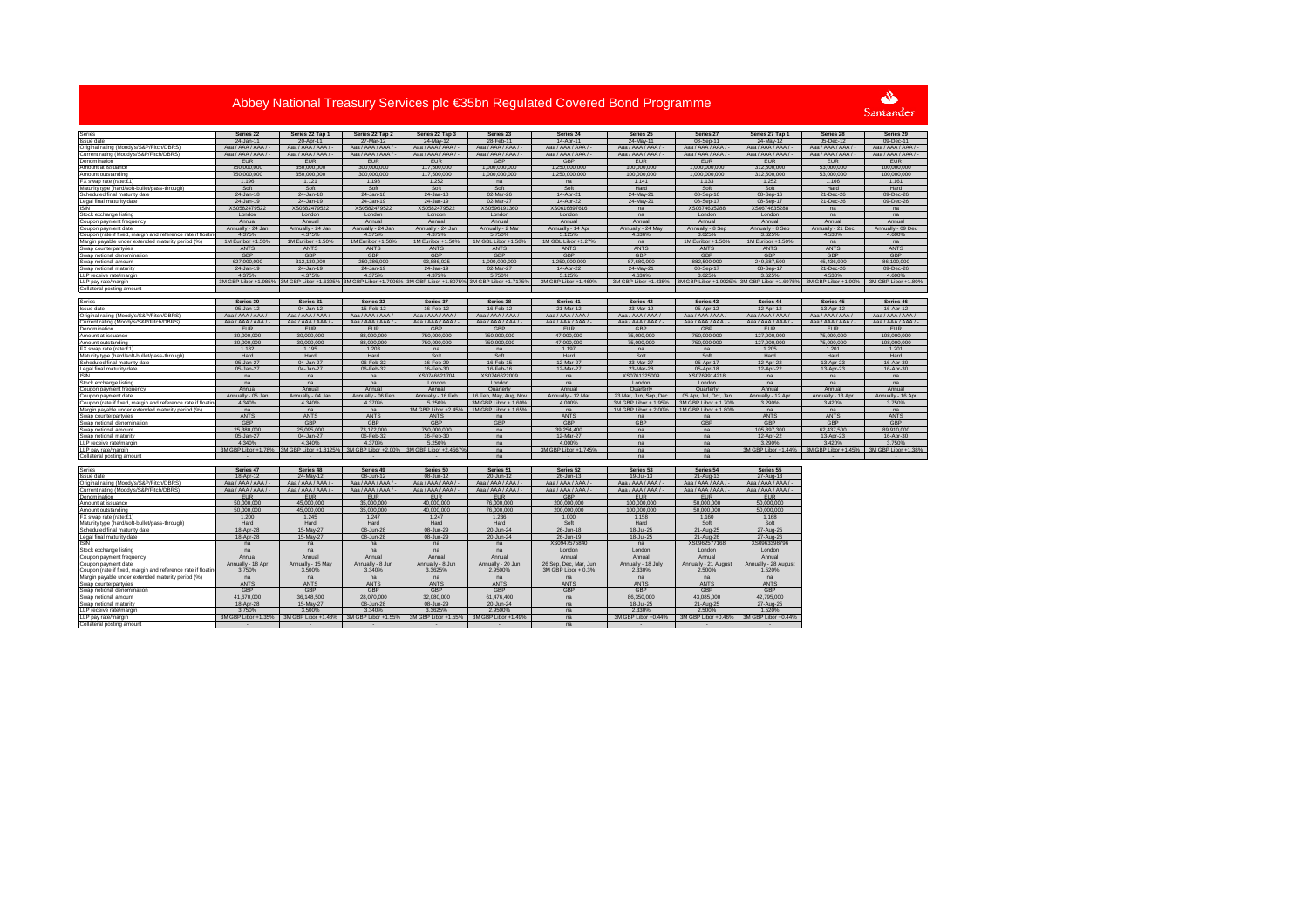# Abbey National Treasury Services plc €35bn Regulated Covered Bond Programme

| Series | Series 22 | Series 22 Tap 1 | Series 22 Tap 2 | Series 22 Tap 3 | Series 23 | Series 24 | Series 25 | Series 27 | Series 27 Tap 1 | Series 28 | Series 29 |
|---|---|---|---|---|---|---|---|---|---|---|---|
| Issue date | 24-Jan-11 | 20-Apr-11 | 27-Mar-12 | 24-May-12 | 28-Feb-11 | 14-Apr-11 | 24-May-11 | 08-Sep-11 | 24-May-12 | 05-Dec-12 | 09-Dec-11 |
| Original rating (Moody's/S&P/Fitch/DBRS) | Aaa / AAA / AAA / - | Aaa / AAA / AAA / - | Aaa / AAA / AAA / - | Aaa / AAA / AAA / - | Aaa / AAA / AAA / - | Aaa / AAA / AAA / - | Aaa / AAA / AAA / - | Aaa / AAA / AAA / - | Aaa / AAA / AAA / - | Aaa / AAA / AAA / - | Aaa / AAA / AAA / - |
| Current rating (Moody's/S&P/Fitch/DBRS) | Aaa / AAA / AAA / - | Aaa / AAA / AAA / - | Aaa / AAA / AAA / - | Aaa / AAA / AAA / - | Aaa / AAA / AAA / - | Aaa / AAA / AAA / - | Aaa / AAA / AAA / - | Aaa / AAA / AAA / - | Aaa / AAA / AAA / - | Aaa / AAA / AAA / - | Aaa / AAA / AAA / - |
| Denomination | EUR | EUR | EUR | EUR | GBP | GBP | EUR | EUR | EUR | EUR | EUR |
| Amount at issuance | 750,000,000 | 350,000,000 | 300,000,000 | 117,500,000 | 1,000,000,000 | 1,250,000,000 | 100,000,000 | 1,000,000,000 | 312,500,000 | 53,000,000 | 100,000,000 |
| Amount outstanding | 750,000,000 | 350,000,000 | 300,000,000 | 117,500,000 | 1,000,000,000 | 1,250,000,000 | 100,000,000 | 1,000,000,000 | 312,500,000 | 53,000,000 | 100,000,000 |
| FX swap rate (rate:£1) | 1.196 | 1.121 | 1.198 | 1.252 | na | 1.141 | 1.133 | 1.252 | 1.166 | 1.161 |  |
| Maturity type (hard/soft-bullet/pass-through) | Soft | Soft | Soft | Soft | Soft | Soft | Hard | Soft | Soft | Hard | Hard |
| Scheduled final maturity date | 24-Jan-18 | 24-Jan-18 | 24-Jan-18 | 24-Jan-18 | 02-Mar-26 | 14-Apr-21 | 24-May-21 | 08-Sep-16 | 08-Sep-16 | 21-Dec-26 | 09-Dec-26 |
| Legal final maturity date | 24-Jan-19 | 24-Jan-19 | 24-Jan-19 | 24-Jan-19 | 02-Mar-27 | 14-Apr-22 | 24-May-21 | 08-Sep-17 | 08-Sep-17 | 21-Dec-26 | 09-Dec-26 |
| ISIN | XS0582479522 | XS0582479522 | XS0582479522 | XS0582479522 | XS0596191360 | XS0616897616 | na | XS0674635288 | XS0674635288 | na | na |
| Stock exchange listing | London | London | London | London | London | London | London | London | London | na | na |
| Coupon payment frequency | Annual | Annual | Annual | Annual | Annual | Annual | Annual | Annual | Annual | Annual | Annual |
| Coupon payment date | Annually - 24 Jan | Annually - 24 Jan | Annually - 24 Jan | Annually - 24 Jan | Annually - 2 Mar | Annually - 14 Apr | Annually - 24 May | Annually - 8 Sep | Annually - 8 Sep | Annually - 21 Dec | Annually - 09 Dec |
| Coupon (rate if fixed, margin and reference rate if floating) | 4.375% | 4.375% | 4.375% | 4.375% | 5.750% | 5.125% | 4.636% | 3.625% | 3.625% | 4.530% | 4.800% |
| Margin payable under extended maturity period (%) | 1M Euribor +1.50% | 1M Euribor +1.50% | 1M Euribor +1.50% | 1M Euribor +1.50% | 1M GBL Libor +1.58% | 1M GBL Libor +1.27% | na | 1M Euribor +1.50% | 1M Euribor +1.50% | na | na |
| Swap counterparty/ies | ANTS | ANTS | ANTS | ANTS | ANTS | ANTS | ANTS | ANTS | ANTS | ANTS | ANTS |
| Swap notional denomination | GBP | GBP | GBP | GBP | GBP | GBP | GBP | GBP | GBP | GBP | GBP |
| Swap notional amount | 627,000,000 | 312,130,000 | 250,386,000 | 93,868,025 | 1,000,000,000 | 1,250,000,000 | 87,680,000 | 882,500,000 | 249,687,500 | 45,436,900 | 86,100,000 |
| Swap notional maturity | 24-Jan-19 | 24-Jan-19 | 24-Jan-19 | 24-Jan-19 | 02-Mar-27 | 14-Apr-22 | 24-May-21 | 08-Sep-17 | 08-Sep-17 | 21-Dec-26 | 09-Dec-26 |
| LLP receive rate/margin | 4.375% | 4.375% | 4.375% | 4.375% | 5.750% | 5.125% | 4.636% | 3.625% | 3.625% | 4.530% | 4.800% |
| LLP pay rate/margin | 3M GBP Libor +1.985% | 3M GBP Libor +1.6325% | 3M GBP Libor +1.7906% | 3M GBP Libor +1.8075% | 3M GBP Libor +1.7175% | 3M GBP Libor +1.469% | 3M GBP Libor +1.435% | 3M GBP Libor +1.9925% | 3M GBP Libor +1.6975% | 3M GBP Libor +1.90% | 3M GBP Libor +1.80% |
| Collateral posting amount | - | - | - | - | - | - | - | - | - | - | - |

| Series | Series 30 | Series 31 | Series 32 | Series 37 | Series 38 | Series 41 | Series 42 | Series 43 | Series 44 | Series 45 | Series 46 |
|---|---|---|---|---|---|---|---|---|---|---|---|
| Issue date | 05-Jan-12 | 04-Jan-12 | 15-Feb-12 | 16-Feb-12 | 16-Feb-12 | 21-Mar-12 | 23-Mar-12 | 05-Apr-12 | 12-Apr-12 | 13-Apr-12 | 16-Apr-12 |
| Original rating (Moody's/S&P/Fitch/DBRS) | Aaa / AAA / AAA / - | Aaa / AAA / AAA / - | Aaa / AAA / AAA / - | Aaa / AAA / AAA / - | Aaa / AAA / AAA / - | Aaa / AAA / AAA / - | Aaa / AAA / AAA / - | Aaa / AAA / AAA / - | Aaa / AAA / AAA / - | Aaa / AAA / AAA / - | Aaa / AAA / AAA / - |
| Current rating (Moody's/S&P/Fitch/DBRS) | Aaa / AAA / AAA / - | Aaa / AAA / AAA / - | Aaa / AAA / AAA / - | Aaa / AAA / AAA / - | Aaa / AAA / AAA / - | Aaa / AAA / AAA / - | Aaa / AAA / AAA / - | Aaa / AAA / AAA / - | Aaa / AAA / AAA / - | Aaa / AAA / AAA / - | Aaa / AAA / AAA / - |
| Denomination | EUR | EUR | EUR | GBP | GBP | EUR | GBP | GBP | EUR | EUR | EUR |
| Amount at issuance | 30,000,000 | 30,000,000 | 88,000,000 | 750,000,000 | 750,000,000 | 47,000,000 | 75,000,000 | 750,000,000 | 127,000,000 | 75,000,000 | 108,000,000 |
| Amount outstanding | 30,000,000 | 30,000,000 | 88,000,000 | 750,000,000 | 750,000,000 | 47,000,000 | 75,000,000 | 750,000,000 | 127,000,000 | 75,000,000 | 108,000,000 |
| FX swap rate (rate:£1) | 1.182 | 1.195 | 1.203 | na | na | 1.197 | na | na | 1.205 | 1.201 | 1.201 |
| Maturity type (hard/soft-bullet/pass-through) | Hard | Hard | Hard | Soft | Soft | Hard | Soft | Soft | Hard | Hard | Hard |
| Scheduled final maturity date | 05-Jan-27 | 04-Jan-27 | 06-Feb-32 | 16-Feb-29 | 16-Feb-15 | 12-Mar-27 | 23-Mar-27 | 05-Apr-17 | 12-Apr-22 | 13-Apr-23 | 16-Apr-30 |
| Legal final maturity date | 05-Jan-27 | 04-Jan-27 | 06-Feb-32 | 16-Feb-30 | 16-Feb-16 | 12-Mar-27 | 23-Mar-28 | 05-Apr-18 | 12-Apr-22 | 13-Apr-23 | 16-Apr-30 |
| ISIN | na | na | na | XS0746621704 | XS0746622009 | na | XS0761325009 | XS0769914218 | na | na | na |
| Stock exchange listing | na | na | na | London | London | na | London | London | na | na | na |
| Coupon payment frequency | Annual | Annual | Annual | Annual | Quarterly | Annual | Quarterly | Quarterly | Annual | Annual | Annual |
| Coupon payment date | Annually - 05 Jan | Annually - 04 Jan | Annually - 06 Feb | Annually - 16 Feb | 16 Feb, May, Aug, Nov | Annually - 12 Mar | 23 Mar, Jun, Sep, Dec | 05 Apr, Jul, Oct, Jan | Annually - 12 Apr | Annually - 13 Apr | Annually - 16 Apr |
| Coupon (rate if fixed, margin and reference rate if floating) | 4.340% | 4.340% | 4.370% | 5.250% | 3M GBP Libor + 1.60% | 4.000% | 3M GBP Libor + 1.95% | 3M GBP Libor + 1.70% | 3.290% | 3.420% | 3.750% |
| Margin payable under extended maturity period (%) | na | na | na | 1M GBP Libor +2.45% | 1M GBP Libor + 1.65% | na | 1M GBP Libor + 2.00% | 1M GBP Libor + 1.80% | na | na | na |
| Swap counterparty/ies | ANTS | ANTS | ANTS | ANTS | na | ANTS | na | na | ANTS | ANTS | ANTS |
| Swap notional denomination | GBP | GBP | GBP | GBP | GBP | GBP | GBP | GBP | GBP | GBP | GBP |
| Swap notional amount | 25,380,000 | 25,095,000 | 73,172,000 | 750,000,000 | na | 39,254,400 | na | na | 105,397,300 | 62,437,500 | 89,910,000 |
| Swap notional maturity | 05-Jan-27 | 04-Jan-27 | 06-Feb-32 | 16-Feb-30 | na | 12-Mar-27 | na | na | 12-Apr-22 | 13-Apr-23 | 16-Apr-30 |
| LLP receive rate/margin | 4.340% | 4.340% | 4.370% | 5.250% | na | 4.000% | na | na | 3.290% | 3.420% | 3.750% |
| LLP pay rate/margin | 3M GBP Libor +1.78% | 3M GBP Libor +1.8125% | 3M GBP Libor +2.00% | 3M GBP Libor +2.4567% | na | 3M GBP Libor +1.745% | na | na | 3M GBP Libor +1.44% | 3M GBP Libor +1.45% | 3M GBP Libor +1.38% |
| Collateral posting amount | - | - | - | - | na | - | na | na | - | - | - |

| Series | Series 47 | Series 48 | Series 49 | Series 50 | Series 51 | Series 52 | Series 53 | Series 54 | Series 55 |
|---|---|---|---|---|---|---|---|---|---|
| Issue date | 18-Apr-12 | 24-May-12 | 08-Jun-12 | 08-Jun-12 | 20-Jun-12 | 26-Jun-13 | 19-Jul-13 | 21-Aug-13 | 27-Aug-13 |
| Original rating (Moody's/S&P/Fitch/DBRS) | Aaa / AAA / AAA / - | Aaa / AAA / AAA / - | Aaa / AAA / AAA / - | Aaa / AAA / AAA / - | Aaa / AAA / AAA / - | Aaa / AAA / AAA / - | Aaa / AAA / AAA / - | Aaa / AAA / AAA / - | Aaa / AAA / AAA / - |
| Current rating (Moody's/S&P/Fitch/DBRS) | Aaa / AAA / AAA / - | Aaa / AAA / AAA / - | Aaa / AAA / AAA / - | Aaa / AAA / AAA / - | Aaa / AAA / AAA / - | Aaa / AAA / AAA / - | Aaa / AAA / AAA / - | Aaa / AAA / AAA / - | Aaa / AAA / AAA / - |
| Denomination | EUR | EUR | EUR | EUR | EUR | GBP | EUR | EUR | EUR |
| Amount at issuance | 50,000,000 | 45,000,000 | 35,000,000 | 40,000,000 | 76,000,000 | 200,000,000 | 100,000,000 | 50,000,000 | 50,000,000 |
| Amount outstanding | 50,000,000 | 45,000,000 | 35,000,000 | 40,000,000 | 76,000,000 | 200,000,000 | 100,000,000 | 50,000,000 | 50,000,000 |
| FX swap rate (rate:£1) | 1.200 | 1.245 | 1.247 | 1.247 | 1.236 | 1.000 | 1.158 | 1.160 | 1.168 |
| Maturity type (hard/soft-bullet/pass-through) | Hard | Hard | Hard | Hard | Hard | Soft | Hard | Soft | Soft |
| Scheduled final maturity date | 18-Apr-28 | 15-May-27 | 08-Jun-28 | 08-Jun-29 | 20-Jun-24 | 26-Jun-18 | 18-Jul-25 | 21-Aug-25 | 27-Aug-25 |
| Legal final maturity date | 18-Apr-28 | 15-May-27 | 08-Jun-28 | 08-Jun-29 | 20-Jun-24 | 26-Jun-19 | 18-Jul-25 | 21-Aug-26 | 27-Aug-26 |
| ISIN | na | na | na | na | na | XS0947575840 | na | XS0962577168 | XS0962398796 |
| Stock exchange listing | na | na | na | na | na | London | London | London | London |
| Coupon payment frequency | Annual | Annual | Annual | Annual | Annual | Quarterly | Annual | Annual | Annual |
| Coupon payment date | Annually - 18 Apr | Annually - 15 May | Annually - 8 Jun | Annually - 8 Jun | Annually - 20 Jun | 26 Sep, Dec, Mar, Jun | Annually - 18 July | Annually - 21 August | Annually - 28 August |
| Coupon (rate if fixed, margin and reference rate if floating) | 3.750% | 3.500% | 3.340% | 3.3625% | 2.9500% | 3M GBP Libor + 0.3% | 2.330% | 2.500% | 1.520% |
| Margin payable under extended maturity period (%) | na | na | na | na | na | na | na | na | na |
| Swap counterparty/ies | ANTS | ANTS | ANTS | ANTS | ANTS | ANTS | ANTS | ANTS | ANTS |
| Swap notional denomination | GBP | GBP | GBP | GBP | GBP | GBP | GBP | GBP | GBP |
| Swap notional amount | 41,670,000 | 36,148,500 | 28,070,000 | 32,080,000 | 61,478,400 | na | 86,350,000 | 43,085,000 | 42,795,000 |
| Swap notional maturity | 18-Apr-28 | 15-May-27 | 08-Jun-28 | 08-Jun-29 | 20-Jun-24 | na | 18-Jul-25 | 21-Aug-25 | 27-Aug-25 |
| LLP receive rate/margin | 3.750% | 3.500% | 3.340% | 3.3625% | 2.9500% | na | 2.330% | 2.500% | 1.520% |
| LLP pay rate/margin | 3M GBP Libor +1.35% | 3M GBP Libor +1.48% | 3M GBP Libor +1.55% | 3M GBP Libor +1.55% | 3M GBP Libor +1.49% | na | 3M GBP Libor +0.44% | 3M GBP Libor +0.46% | 3M GBP Libor +0.44% |
| Collateral posting amount | - | - | - | - | - | na | - | - | - |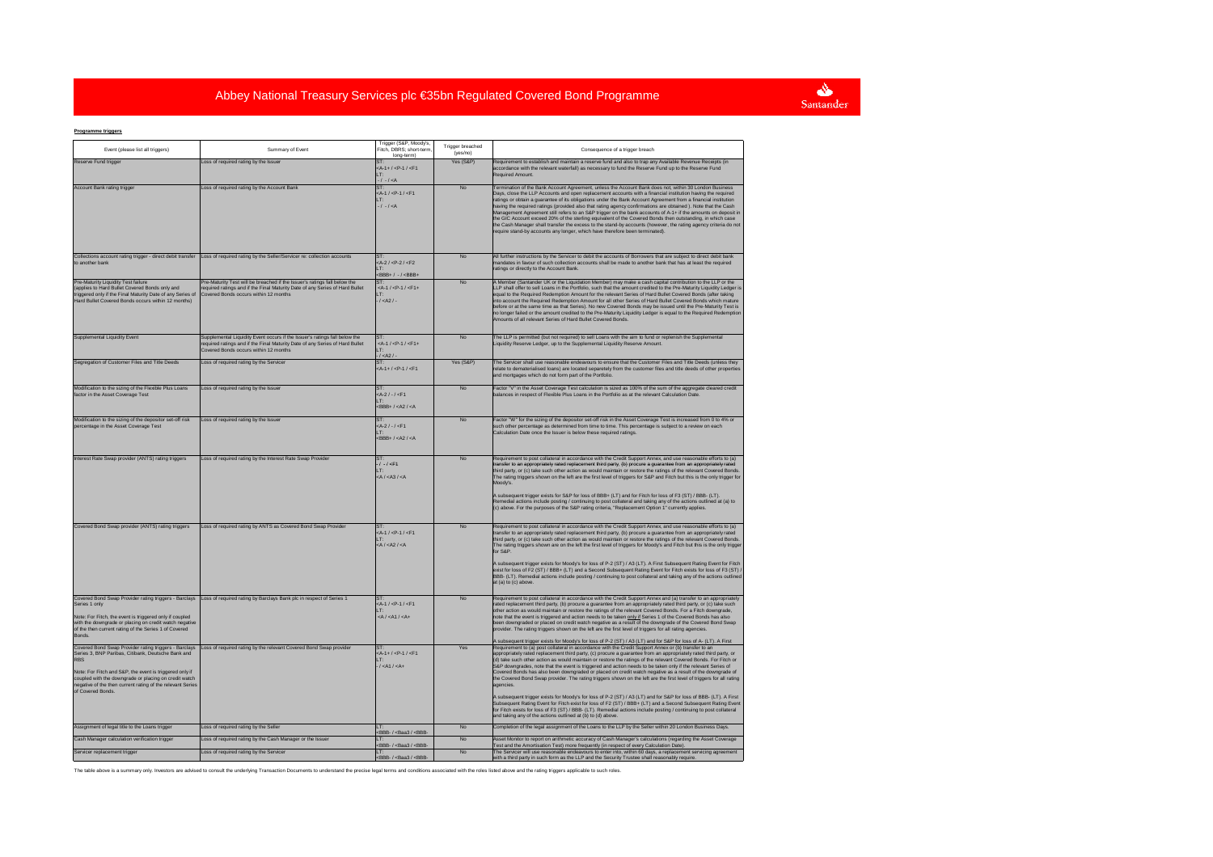# Abbey National Treasury Services plc €35bn Regulated Covered Bond Programme

**Programme triggers**

| Event (please list all triggers) | Summary of Event | Trigger (S&P, Moody's, Fitch, DBRS; short-term, long-term) | Trigger breached (yes/no) | Consequence of a trigger breach |
|---|---|---|---|---|
| Reserve Fund trigger | Loss of required rating by the Issuer | ST: <A-1+ / <P-1 / <F1 LT: - / - / <A | Yes (S&P) | Requirement to establish and maintain a reserve fund and also to trap any Available Revenue Receipts (in accordance with the relevant waterfall) as necessary to fund the Reserve Fund up to the Reserve Fund Required Amount. |
| Account Bank rating trigger | Loss of required rating by the Account Bank | ST: <A-1 / <P-1 / <F1 LT: - / - / <A | No | Termination of the Bank Account Agreement, unless the Account Bank does not, within 30 London Business Days, close the LLP Accounts and open replacement accounts with a financial institution having the required ratings or obtain a guarantee of its obligations under the Bank Account Agreement from a financial institution having the required ratings (provided also that rating agency confirmations are obtained ). Note that the Cash Management Agreement still refers to an S&P trigger on the bank accounts of A-1+ if the amounts on deposit in the GIC Account exceed 20% of the sterling equivalent of the Covered Bonds then outstanding, in which case the Cash Manager shall transfer the excess to the stand-by accounts (however, the rating agency criteria do not require stand-by accounts any longer, which have therefore been terminated). |
| Collections account rating trigger - direct debit transfer to another bank | Loss of required rating by the Seller/Servicer re: collection accounts | ST: <A-2 / <P-2 / <F2 LT: <BBB+ / - / <BBB+ | No | All further instructions by the Servicer to debit the accounts of Borrowers that are subject to direct debit bank mandates in favour of such collection accounts shall be made to another bank that has at least the required ratings or directly to the Account Bank. |
| Pre-Maturity Liquidity Test failure (applies to Hard Bullet Covered Bonds only and triggered only if the Final Maturity Date of any Series of Hard Bullet Covered Bonds occurs within 12 months) | Pre-Maturity Test will be breached if the Issuer's ratings fall below the required ratings and if the Final Maturity Date of any Series of Hard Bullet Covered Bonds occurs within 12 months | ST: <A-1 / <P-1 / <F1+ LT: - / <A2 / - | No | A Member (Santander UK or the Liquidation Member) may make a cash capital contribution to the LLP or the LLP shall offer to sell Loans in the Portfolio, such that the amount credited to the Pre-Maturity Liquidity Ledger is equal to the Required Redemption Amount for the relevant Series of Hard Bullet Covered Bonds (after taking into account the Required Redemption Amount for all other Series of Hard Bullet Covered Bonds which mature before or at the same time as that Series). No new Covered Bonds may be issued until the Pre-Maturity Test is no longer failed or the amount credited to the Pre-Maturity Liquidity Ledger is equal to the Required Redemption Amounts of all relevant Series of Hard Bullet Covered Bonds. |
| Supplemental Liquidity Event | Supplemental Liquidity Event occurs if the Issuer's ratings fall below the required ratings and if the Final Maturity Date of any Series of Hard Bullet Covered Bonds occurs within 12 months | ST: <A-1 / <P-1 / <F1+ LT: - / <A2 / - | No | The LLP is permitted (but not required) to sell Loans with the aim to fund or replenish the Supplemental Liquidity Reserve Ledger, up to the Supplemental Liquidity Reserve Amount. |
| Segregation of Customer Files and Title Deeds | Loss of required rating by the Servicer | ST: <A-1+ / <P-1 / <F1 | Yes (S&P) | The Servicer shall use reasonable endeavours to ensure that the Customer Files and Title Deeds (unless they relate to dematerialised loans) are located separately from the customer files and title deeds of other properties and mortgages which do not form part of the Portfolio. |
| Modification to the sizing of the Flexible Plus Loans factor in the Asset Coverage Test | Loss of required rating by the Issuer | ST: <A-2 / - / <F1 LT: <BBB+ / <A2 / <A | No | Factor "V" in the Asset Coverage Test calculation is sized as 100% of the sum of the aggregate cleared credit balances in respect of Flexible Plus Loans in the Portfolio as at the relevant Calculation Date. |
| Modification to the sizing of the depositor set-off risk percentage in the Asset Coverage Test | Loss of required rating by the Issuer | ST: <A-2 / - / <F1 LT: <BBB+ / <A2 / <A | No | Factor "W" for the sizing of the depositor set-off risk in the Asset Coverage Test is increased from 0 to 4% or such other percentage as determined from time to time. This percentage is subject to a review on each Calculation Date once the Issuer is below these required ratings. |
| Interest Rate Swap provider (ANTS) rating triggers | Loss of required rating by the Interest Rate Swap Provider | ST: - / - / <F1 LT: <A / <A3 / <A | No | Requirement to post collateral in accordance with the Credit Support Annex, and use reasonable efforts to (a) transfer to an appropriately rated replacement third party, (b) procure a guarantee from an appropriately rated third party, or (c) take such other action as would maintain or restore the ratings of the relevant Covered Bonds. The rating triggers shown on the left are the first level of triggers for S&P and Fitch but this is the only trigger for Moody's.<br><br>A subsequent trigger exists for S&P for loss of BBB+ (LT) and for Fitch for loss of F3 (ST) / BBB- (LT). Remedial actions include posting / continuing to post collateral and taking any of the actions outlined at (a) to (c) above. For the purposes of the S&P rating criteria, "Replacement Option 1" currently applies. |
| Covered Bond Swap provider (ANTS) rating triggers | Loss of required rating by ANTS as Covered Bond Swap Provider | ST: <A-1 / <P-1 / <F1 LT: <A / <A2 / <A | No | Requirement to post collateral in accordance with the Credit Support Annex, and use reasonable efforts to (a) transfer to an appropriately rated replacement third party, (b) procure a guarantee from an appropriately rated third party, or (c) take such other action as would maintain or restore the ratings of the relevant Covered Bonds. The rating triggers shown are on the left the first level of triggers for Moody's and Fitch but this is the only trigger for S&P.<br><br>A subsequent trigger exists for Moody's for loss of P-2 (ST) / A3 (LT). A First Subsequent Rating Event for Fitch exist for loss of F2 (ST) / BBB+ (LT) and a Second Subsequent Rating Event for Fitch exists for loss of F3 (ST) / BBB- (LT). Remedial actions include posting / continuing to post collateral and taking any of the actions outlined at (a) to (c) above. |
| Covered Bond Swap Provider rating triggers - Barclays Series 1 only<br><br>Note: For Fitch, the event is triggered only if coupled with the downgrade or placing on credit watch negative of the then current rating of the Series 1 of Covered Bonds. | Loss of required rating by Barclays Bank plc in respect of Series 1 | ST: <A-1 / <P-1 / <F1 LT: <A / <A1 / <A+ | No | Requirement to post collateral in accordance with the Credit Support Annex and (a) transfer to an appropriately rated replacement third party, (b) procure a guarantee from an appropriately rated third party, or (c) take such other action as would maintain or restore the ratings of the relevant Covered Bonds. For a Fitch downgrade, note that the event is triggered and action needs to be taken only if Series 1 of the Covered Bonds has also been downgraded or placed on credit watch negative as a result of the downgrade of the Covered Bond Swap provider. The rating triggers shown on the left are the first level of triggers for all rating agencies.<br><br>A subsequent trigger exists for Moody's for loss of P-2 (ST) / A3 (LT) and for S&P for loss of A- (LT). A First |
| Covered Bond Swap Provider rating triggers - Barclays Series 3, BNP Paribas, Citibank, Deutsche Bank and RBS<br><br>Note: For Fitch and S&P, the event is triggered only if coupled with the downgrade or placing on credit watch negative of the then current rating of the relevant Series of Covered Bonds. | Loss of required rating by the relevant Covered Bond Swap provider | ST: <A-1+ / <P-1 / <F1 LT: - / <A1 / <A+ | Yes | Requirement to (a) post collateral in accordance with the Credit Support Annex or (b) transfer to an appropriately rated replacement third party, (c) procure a guarantee from an appropriately rated third party, or (d) take such other action as would maintain or restore the ratings of the relevant Covered Bonds. For Fitch or S&P downgrades, note that the event is triggered and action needs to be taken only if the relevant Series of Covered Bonds has also been downgraded or placed on credit watch negative as a result of the downgrade of the Covered Bond Swap provider. The rating triggers shown on the left are the first level of triggers for all rating agencies.<br><br>A subsequent trigger exists for Moody's for loss of P-2 (ST) / A3 (LT) and for S&P for loss of BBB- (LT). A First Subsequent Rating Event for Fitch exist for loss of F2 (ST) / BBB+ (LT) and a Second Subsequent Rating Event for Fitch exists for loss of F3 (ST) / BBB- (LT). Remedial actions include posting / continuing to post collateral and taking any of the actions outlined at (b) to (d) above. |
| Assignment of legal title to the Loans trigger | Loss of required rating by the Seller | LT: <BBB- / <Baa3 / <BBB- | No | Completion of the legal assignment of the Loans to the LLP by the Seller within 20 London Business Days. |
| Cash Manager calculation verification trigger | Loss of required rating by the Cash Manager or the Issuer | LT: <BBB- / <Baa3 / <BBB- | No | Asset Monitor to report on arithmetic accuracy of Cash Manager's calculations (regarding the Asset Coverage Test and the Amortisation Test) more frequently (in respect of every Calculation Date). |
| Servicer replacement trigger | Loss of required rating by the Servicer | LT: <BBB- / <Baa3 / <BBB- | No | The Servicer will use reasonable endeavours to enter into, within 60 days, a replacement servicing agreement with a third party in such form as the LLP and the Security Trustee shall reasonably require. |

The table above is a summary only. Investors are advised to consult the underlying Transaction Documents to understand the precise legal terms and conditions associated with the roles listed above and the rating triggers applicable to such roles.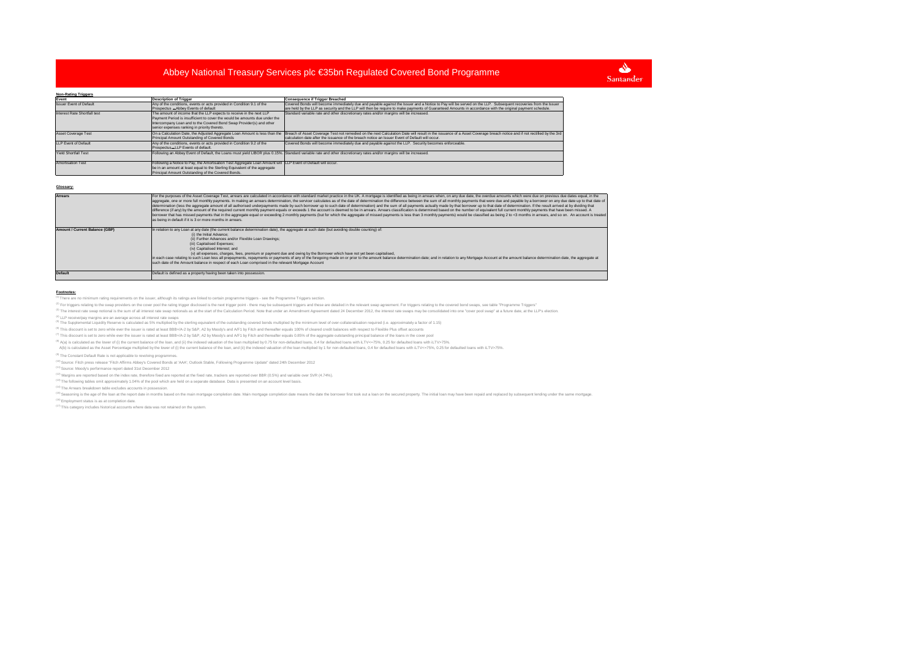# Abbey National Treasury Services plc €35bn Regulated Covered Bond Programme

Santander

**Non-Rating Triggers**

| Event | Description of Trigger | Consequence if Trigger Breached |
|---|---|---|
| Issuer Event of Default | Any of the conditions, events or acts provided in Condition 9.1 of the Prospectus – Abbey Events of default | Covered Bonds will become immediately due and payable against the Issuer and a Notice to Pay will be served on the LLP. Subsequent recoveries from the Issuer are held by the LLP as security and the LLP will then be require to make payments of Guaranteed Amounts in accordance with the original payment schedule. |
| Interest Rate Shortfall test | The amount of income that the LLP expects to receive in the next LLP Payment Period is insufficient to cover the would be amounts due under the Intercompany Loan and to the Covered Bond Swap Provider(s) and other senior expenses ranking in priority thereto. | Standard variable rate and other discretionary rates and/or margins will be increased. |
| Asset Coverage Test | On a Calculation Date, the Adjusted Aggregate Loan Amount is less than the Principal Amount Outstanding of Covered Bonds | Breach of Asset Coverage Test not remedied on the next Calculation Date will result in the issuance of a Asset Coverage breach notice and if not rectified by the 3rd calculation date after the issuance of the breach notice an Issuer Event of Default will occur. |
| LLP Event of Default | Any of the conditions, events or acts provided in Condition 9.2 of the Prospectus – LLP Events of default. | Covered Bonds will become immediately due and payable against the LLP. Security becomes enforceable. |
| Yield Shortfall Test | Following an Abbey Event of Default, the Loans must yield LIBOR plus 0.15%. | Standard variable rate and other discretionary rates and/or margins will be increased. |
| Amortisation Test | Following a Notice to Pay, the Amortisation Test Aggregate Loan Amount will be in an amount at least equal to the Sterling Equivalent of the aggregate Principal Amount Outstanding of the Covered Bonds. | LLP Event of Default will occur. |

**Glossary:**

| | |
|---|---|
| Arrears | For the purposes of the Asset Coverage Test, arrears are calculated in accordance with standard market practice in the UK. A mortgage is identified as being in arrears when, on any due date, the overdue amounts which were due on previous due dates equal, in the aggregate, one or more full monthly payments. In making an arrears determination, the servicer calculates as of the date of determination the difference between the sum of all monthly payments that were due and payable by a borrower on any due date up to that date of determination (less the aggregate amount of all authorised underpayments made by such borrower up to such date of determination) and the sum of all payments actually made by that borrower up to that date of determination. If the result arrived at by dividing that difference (if any) by the amount of the required current monthly payment equals or exceeds 1 the account is deemed to be in arrears. Arrears classification is determined based on the number of equivalent full current monthly payments that have been missed. A borrower that has missed payments that in the aggregate equal or exceeding 2 monthly payments (but for which the aggregate of missed payments is less than 3 monthly payments) would be classified as being 2 to <3 months in arrears, and so on. An account is treated as being in default if it is 3 or more months in arrears. |
| Amount / Current Balance (GBP) | In relation to any Loan at any date (the current balance determination date), the aggregate at such date (but avoiding double counting) of:<br>(i) the Initial Advance;<br>(ii) Further Advances and/or Flexible Loan Drawings;<br>(iii) Capitalised Expenses;<br>(iv) Capitalised Interest; and<br>(v) all expenses, charges, fees, premium or payment due and owing by the Borrower which have not yet been capitalised,<br>in each case relating to such Loan less all prepayments, repayments or payments of any of the foregoing made on or prior to the amount balance determination date; and in relation to any Mortgage Account at the amount balance determination date, the aggregate at such date of the Amount balance in respect of each Loan comprised in the relevant Mortgage Account |
| Default | Default is defined as a property having been taken into possession. |

**Footnotes:**

[1] There are no minimum rating requirements on the issuer, although its ratings are linked to certain programme triggers - see the Programme Triggers section.

[2] For triggers relating to the swap providers on the cover pool the rating trigger disclosed is the next trigger point - there may be subsequent triggers and these are detailed in the relevant swap agreement. For triggers relating to the covered bond swaps, see table "Programme Triggers"

[3] The interest rate swap notional is the sum of all interest rate swap notionals as at the start of the Calculation Period. Note that under an Amendment Agreement dated 24 December 2012, the interest rate swaps may be consolidated into one "cover pool swap" at a future date, at the LLP's election.

[4] LLP receive/pay margins are an average across all interest rate swaps

[5] The Supplemental Liquidity Reserve is calculated as 5% multiplied by the sterling equivalent of the outstanding covered bonds multiplied by the minimum level of over-collateralisation required (i.e. approximately a factor of 1.15)

[6] This discount is set to zero while ever the issuer is rated at least BBB+/A-2 by S&P, A2 by Moody's and A/F1 by Fitch and thereafter equals 100% of cleared credit balances with respect to Flexible Plus offset accounts

[7] This discount is set to zero while ever the issuer is rated at least BBB+/A-2 by S&P, A2 by Moody's and A/F1 by Fitch and thereafter equals 0.85% of the aggregate outstanding principal balance of the loans in the cover pool

[8] A(a) is calculated as the lower of (i) the current balance of the loan, and (ii) the indexed valuation of the loan multiplied by 0.75 for non-defaulted loans, 0.4 for defaulted loans with iLTV<=75%, 0.25 for defaulted loans with iLTV>75%.
A(b) is calculated as the Asset Percentage multiplied by the lower of (i) the current balance of the loan, and (ii) the indexed valuation of the loan multiplied by 1 for non-defaulted loans, 0.4 for defaulted loans with iLTV<=75%, 0.25 for defaulted loans with iLTV>75%.

[9] The Constant Default Rate is not applicable to revolving programmes.

[10] Source: Fitch press release "Fitch Affirms Abbey's Covered Bonds at 'AAA'; Outlook Stable, Following Programme Update" dated 24th December 2012

[11] Source: Moody's performance report dated 31st December 2012

[12] Margins are reported based on the index rate, therefore fixed are reported at the fixed rate, trackers are reported over BBR (0.5%) and variable over SVR (4.74%).

[13] The following tables omit approximately 1.04% of the pool which are held on a separate database. Data is presented on an account level basis.

[14] The Arrears breakdown table excludes accounts in possession.

[15] Seasoning is the age of the loan at the report date in months based on the main mortgage completion date. Main mortgage completion date means the date the borrower first took out a loan on the secured property. The initial loan may have been repaid and replaced by subsequent lending under the same mortgage.

[16] Employment status is as at completion date.

[17] This category includes historical accounts where data was not retained on the system.